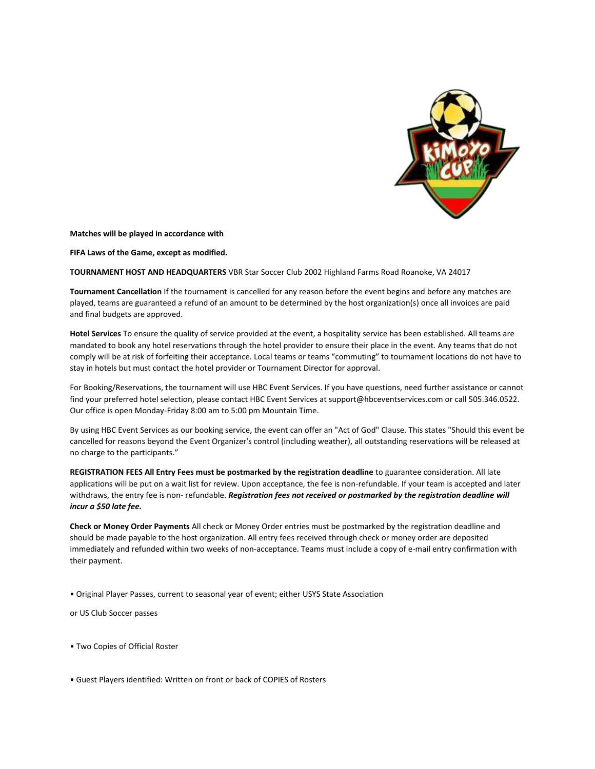**Matches will be played in accordance with**

**FIFA Laws of the Game, except as modified.**

**TOURNAMENT HOST AND HEADQUARTERS** VBR Star Soccer Club 2002 Highland Farms Road Roanoke, VA 24017

**Tournament Cancellation** If the tournament is cancelled for any reason before the event begins and before any matches are played, teams are guaranteed a refund of an amount to be determined by the host organization(s) once all invoices are paid and final budgets are approved.

**Hotel Services** To ensure the quality of service provided at the event, a hospitality service has been established. All teams are mandated to book any hotel reservations through the hotel provider to ensure their place in the event. Any teams that do not comply will be at risk of forfeiting their acceptance. Local teams or teams "commuting" to tournament locations do not have to stay in hotels but must contact the hotel provider or Tournament Director for approval.

For Booking/Reservations, the tournament will use HBC Event Services. If you have questions, need further assistance or cannot find your preferred hotel selection, please contact HBC Event Services at support@hbceventservices.com or call 505.346.0522. Our office is open Monday-Friday 8:00 am to 5:00 pm Mountain Time.

By using HBC Event Services as our booking service, the event can offer an "Act of God" Clause. This states "Should this event be cancelled for reasons beyond the Event Organizer's control (including weather), all outstanding reservations will be released at no charge to the participants."

**REGISTRATION FEES All Entry Fees must be postmarked by the registration deadline** to guarantee consideration. All late applications will be put on a wait list for review. Upon acceptance, the fee is non-refundable. If your team is accepted and later withdraws, the entry fee is non- refundable. ***Registration fees not received or postmarked by the registration deadline will incur a $50 late fee.***

**Check or Money Order Payments** All check or Money Order entries must be postmarked by the registration deadline and should be made payable to the host organization. All entry fees received through check or money order are deposited immediately and refunded within two weeks of non-acceptance. Teams must include a copy of e-mail entry confirmation with their payment.

- Original Player Passes, current to seasonal year of event; either USYS State Association

  or US Club Soccer passes

- Two Copies of Official Roster

- Guest Players identified: Written on front or back of COPIES of Rosters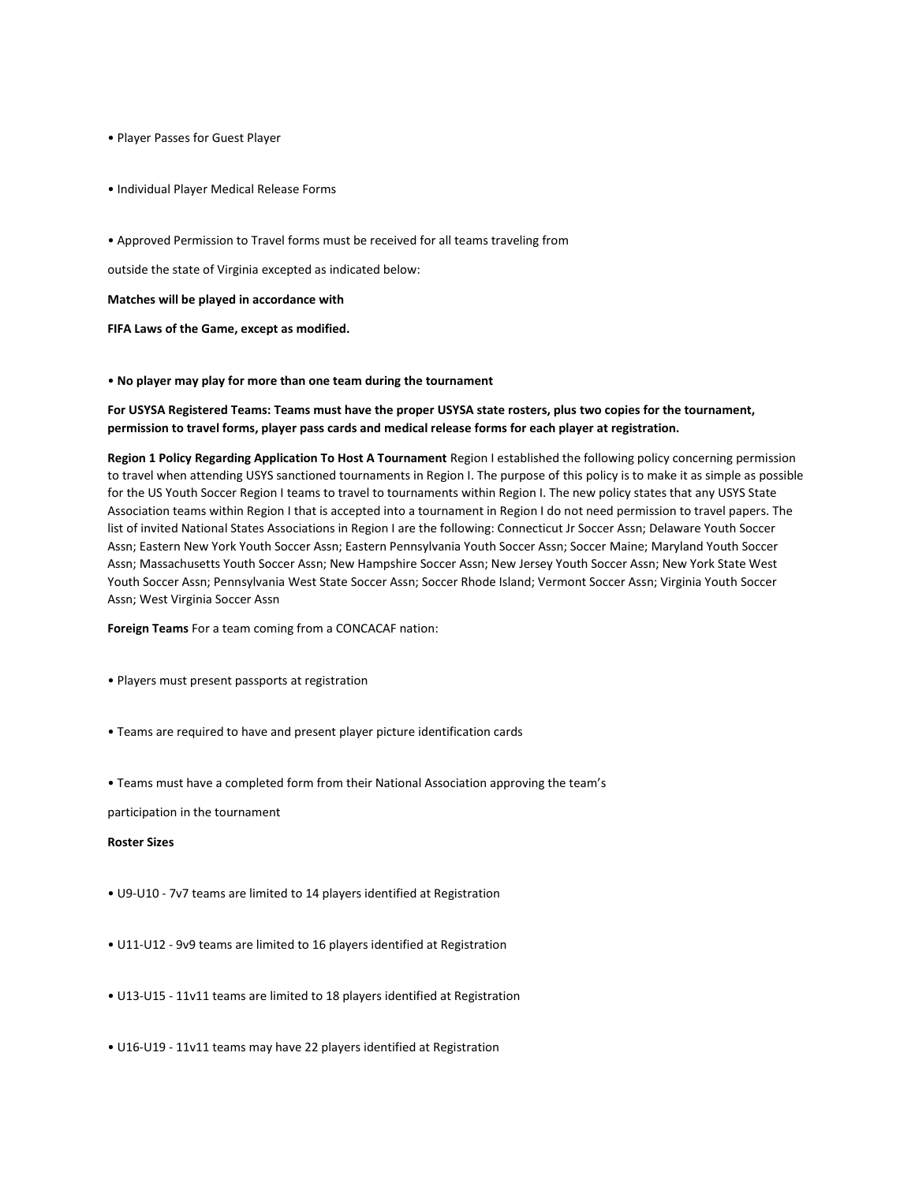- Player Passes for Guest Player

- Individual Player Medical Release Forms

- Approved Permission to Travel forms must be received for all teams traveling from

outside the state of Virginia excepted as indicated below:

**Matches will be played in accordance with**

**FIFA Laws of the Game, except as modified.**

- **No player may play for more than one team during the tournament**

**For USYSA Registered Teams: Teams must have the proper USYSA state rosters, plus two copies for the tournament, permission to travel forms, player pass cards and medical release forms for each player at registration.**

**Region 1 Policy Regarding Application To Host A Tournament** Region I established the following policy concerning permission to travel when attending USYS sanctioned tournaments in Region I. The purpose of this policy is to make it as simple as possible for the US Youth Soccer Region I teams to travel to tournaments within Region I. The new policy states that any USYS State Association teams within Region I that is accepted into a tournament in Region I do not need permission to travel papers. The list of invited National States Associations in Region I are the following: Connecticut Jr Soccer Assn; Delaware Youth Soccer Assn; Eastern New York Youth Soccer Assn; Eastern Pennsylvania Youth Soccer Assn; Soccer Maine; Maryland Youth Soccer Assn; Massachusetts Youth Soccer Assn; New Hampshire Soccer Assn; New Jersey Youth Soccer Assn; New York State West Youth Soccer Assn; Pennsylvania West State Soccer Assn; Soccer Rhode Island; Vermont Soccer Assn; Virginia Youth Soccer Assn; West Virginia Soccer Assn

**Foreign Teams** For a team coming from a CONCACAF nation:

- Players must present passports at registration

- Teams are required to have and present player picture identification cards

- Teams must have a completed form from their National Association approving the team's

participation in the tournament

**Roster Sizes**

- U9-U10 - 7v7 teams are limited to 14 players identified at Registration

- U11-U12 - 9v9 teams are limited to 16 players identified at Registration

- U13-U15 - 11v11 teams are limited to 18 players identified at Registration

- U16-U19 - 11v11 teams may have 22 players identified at Registration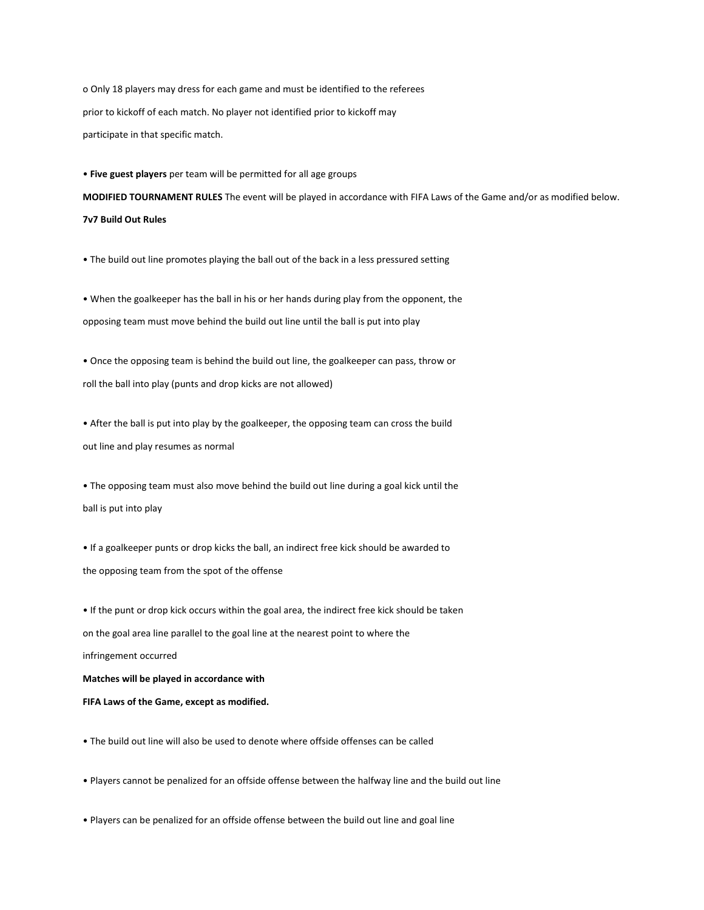- Only 18 players may dress for each game and must be identified to the referees prior to kickoff of each match. No player not identified prior to kickoff may participate in that specific match.

- **Five guest players** per team will be permitted for all age groups

**MODIFIED TOURNAMENT RULES** The event will be played in accordance with FIFA Laws of the Game and/or as modified below.

**7v7 Build Out Rules**

- The build out line promotes playing the ball out of the back in a less pressured setting

- When the goalkeeper has the ball in his or her hands during play from the opponent, the opposing team must move behind the build out line until the ball is put into play

- Once the opposing team is behind the build out line, the goalkeeper can pass, throw or roll the ball into play (punts and drop kicks are not allowed)

- After the ball is put into play by the goalkeeper, the opposing team can cross the build out line and play resumes as normal

- The opposing team must also move behind the build out line during a goal kick until the ball is put into play

- If a goalkeeper punts or drop kicks the ball, an indirect free kick should be awarded to the opposing team from the spot of the offense

- If the punt or drop kick occurs within the goal area, the indirect free kick should be taken on the goal area line parallel to the goal line at the nearest point to where the infringement occurred

**Matches will be played in accordance with FIFA Laws of the Game, except as modified.**

- The build out line will also be used to denote where offside offenses can be called

- Players cannot be penalized for an offside offense between the halfway line and the build out line

- Players can be penalized for an offside offense between the build out line and goal line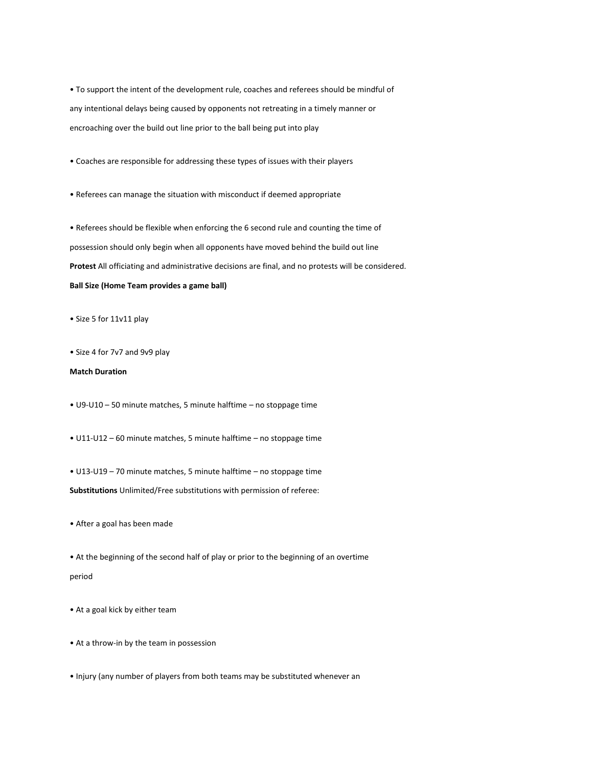- To support the intent of the development rule, coaches and referees should be mindful of any intentional delays being caused by opponents not retreating in a timely manner or encroaching over the build out line prior to the ball being put into play

- Coaches are responsible for addressing these types of issues with their players

- Referees can manage the situation with misconduct if deemed appropriate

- Referees should be flexible when enforcing the 6 second rule and counting the time of possession should only begin when all opponents have moved behind the build out line

**Protest** All officiating and administrative decisions are final, and no protests will be considered.

**Ball Size (Home Team provides a game ball)**

- Size 5 for 11v11 play

- Size 4 for 7v7 and 9v9 play

**Match Duration**

- U9-U10 – 50 minute matches, 5 minute halftime – no stoppage time

- U11-U12 – 60 minute matches, 5 minute halftime – no stoppage time

- U13-U19 – 70 minute matches, 5 minute halftime – no stoppage time

**Substitutions** Unlimited/Free substitutions with permission of referee:

- After a goal has been made

- At the beginning of the second half of play or prior to the beginning of an overtime period

- At a goal kick by either team

- At a throw-in by the team in possession

- Injury (any number of players from both teams may be substituted whenever an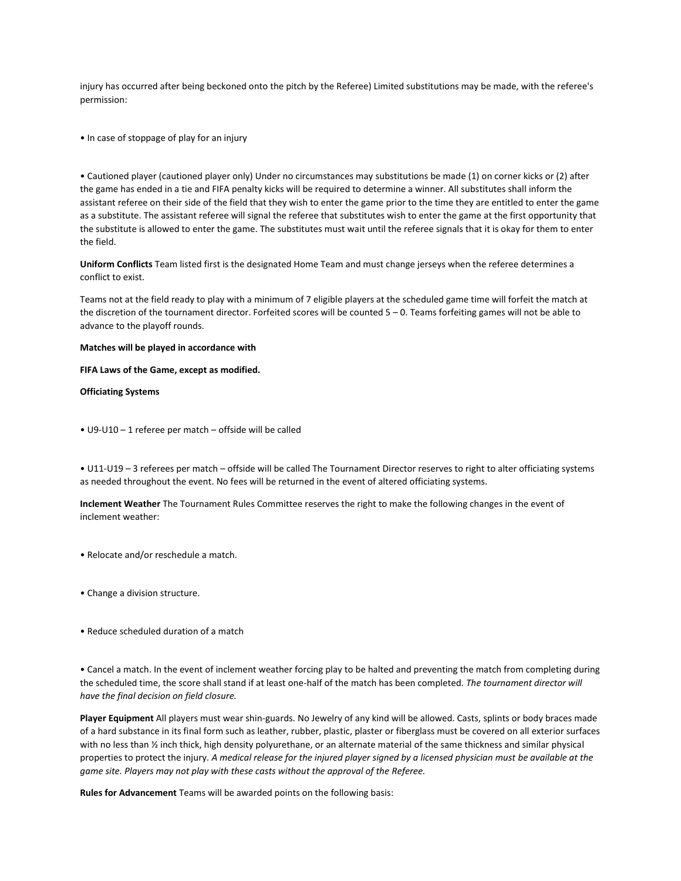injury has occurred after being beckoned onto the pitch by the Referee) Limited substitutions may be made, with the referee's permission:

- In case of stoppage of play for an injury

- Cautioned player (cautioned player only) Under no circumstances may substitutions be made (1) on corner kicks or (2) after the game has ended in a tie and FIFA penalty kicks will be required to determine a winner. All substitutes shall inform the assistant referee on their side of the field that they wish to enter the game prior to the time they are entitled to enter the game as a substitute. The assistant referee will signal the referee that substitutes wish to enter the game at the first opportunity that the substitute is allowed to enter the game. The substitutes must wait until the referee signals that it is okay for them to enter the field.

**Uniform Conflicts** Team listed first is the designated Home Team and must change jerseys when the referee determines a conflict to exist.

Teams not at the field ready to play with a minimum of 7 eligible players at the scheduled game time will forfeit the match at the discretion of the tournament director. Forfeited scores will be counted 5 – 0. Teams forfeiting games will not be able to advance to the playoff rounds.

**Matches will be played in accordance with**

**FIFA Laws of the Game, except as modified.**

**Officiating Systems**

- U9-U10 – 1 referee per match – offside will be called

- U11-U19 – 3 referees per match – offside will be called The Tournament Director reserves to right to alter officiating systems as needed throughout the event. No fees will be returned in the event of altered officiating systems.

**Inclement Weather** The Tournament Rules Committee reserves the right to make the following changes in the event of inclement weather:

- Relocate and/or reschedule a match.

- Change a division structure.

- Reduce scheduled duration of a match

- Cancel a match. In the event of inclement weather forcing play to be halted and preventing the match from completing during the scheduled time, the score shall stand if at least one-half of the match has been completed. *The tournament director will have the final decision on field closure.*

**Player Equipment** All players must wear shin-guards. No Jewelry of any kind will be allowed. Casts, splints or body braces made of a hard substance in its final form such as leather, rubber, plastic, plaster or fiberglass must be covered on all exterior surfaces with no less than ½ inch thick, high density polyurethane, or an alternate material of the same thickness and similar physical properties to protect the injury. *A medical release for the injured player signed by a licensed physician must be available at the game site. Players may not play with these casts without the approval of the Referee.*

**Rules for Advancement** Teams will be awarded points on the following basis: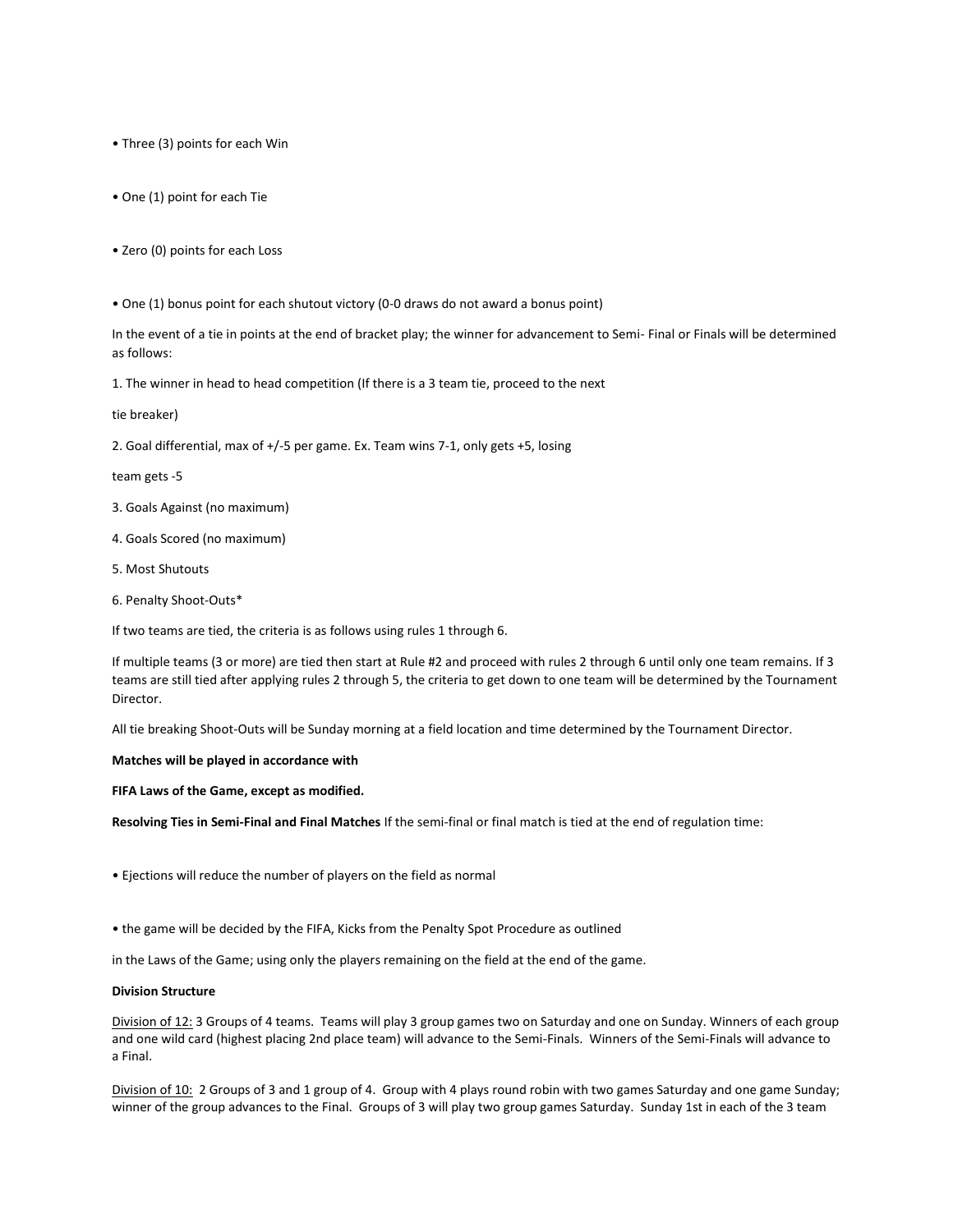- Three (3) points for each Win
- One (1) point for each Tie
- Zero (0) points for each Loss
- One (1) bonus point for each shutout victory (0-0 draws do not award a bonus point)

In the event of a tie in points at the end of bracket play; the winner for advancement to Semi- Final or Finals will be determined as follows:

1. The winner in head to head competition (If there is a 3 team tie, proceed to the next tie breaker)
2. Goal differential, max of +/-5 per game. Ex. Team wins 7-1, only gets +5, losing team gets -5
3. Goals Against (no maximum)
4. Goals Scored (no maximum)
5. Most Shutouts
6. Penalty Shoot-Outs*

If two teams are tied, the criteria is as follows using rules 1 through 6.

If multiple teams (3 or more) are tied then start at Rule #2 and proceed with rules 2 through 6 until only one team remains. If 3 teams are still tied after applying rules 2 through 5, the criteria to get down to one team will be determined by the Tournament Director.

All tie breaking Shoot-Outs will be Sunday morning at a field location and time determined by the Tournament Director.

**Matches will be played in accordance with**

**FIFA Laws of the Game, except as modified.**

**Resolving Ties in Semi-Final and Final Matches** If the semi-final or final match is tied at the end of regulation time:

- Ejections will reduce the number of players on the field as normal
- the game will be decided by the FIFA, Kicks from the Penalty Spot Procedure as outlined in the Laws of the Game; using only the players remaining on the field at the end of the game.

**Division Structure**

Division of 12: 3 Groups of 4 teams. Teams will play 3 group games two on Saturday and one on Sunday. Winners of each group and one wild card (highest placing 2nd place team) will advance to the Semi-Finals. Winners of the Semi-Finals will advance to a Final.

Division of 10: 2 Groups of 3 and 1 group of 4. Group with 4 plays round robin with two games Saturday and one game Sunday; winner of the group advances to the Final. Groups of 3 will play two group games Saturday. Sunday 1st in each of the 3 team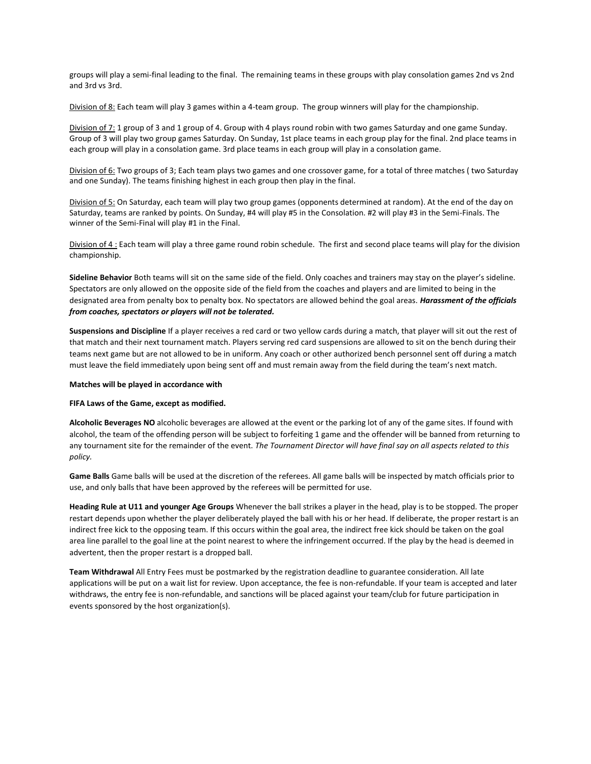groups will play a semi-final leading to the final. The remaining teams in these groups with play consolation games 2nd vs 2nd and 3rd vs 3rd.

<u>Division of 8:</u> Each team will play 3 games within a 4-team group. The group winners will play for the championship.

<u>Division of 7:</u> 1 group of 3 and 1 group of 4. Group with 4 plays round robin with two games Saturday and one game Sunday. Group of 3 will play two group games Saturday. On Sunday, 1st place teams in each group play for the final. 2nd place teams in each group will play in a consolation game. 3rd place teams in each group will play in a consolation game.

<u>Division of 6:</u> Two groups of 3; Each team plays two games and one crossover game, for a total of three matches ( two Saturday and one Sunday). The teams finishing highest in each group then play in the final.

<u>Division of 5:</u> On Saturday, each team will play two group games (opponents determined at random). At the end of the day on Saturday, teams are ranked by points. On Sunday, #4 will play #5 in the Consolation. #2 will play #3 in the Semi-Finals. The winner of the Semi-Final will play #1 in the Final.

<u>Division of 4 :</u> Each team will play a three game round robin schedule. The first and second place teams will play for the division championship.

**Sideline Behavior** Both teams will sit on the same side of the field. Only coaches and trainers may stay on the player's sideline. Spectators are only allowed on the opposite side of the field from the coaches and players and are limited to being in the designated area from penalty box to penalty box. No spectators are allowed behind the goal areas. ***Harassment of the officials from coaches, spectators or players will not be tolerated.***

**Suspensions and Discipline** If a player receives a red card or two yellow cards during a match, that player will sit out the rest of that match and their next tournament match. Players serving red card suspensions are allowed to sit on the bench during their teams next game but are not allowed to be in uniform. Any coach or other authorized bench personnel sent off during a match must leave the field immediately upon being sent off and must remain away from the field during the team's next match.

**Matches will be played in accordance with**

**FIFA Laws of the Game, except as modified.**

**Alcoholic Beverages NO** alcoholic beverages are allowed at the event or the parking lot of any of the game sites. If found with alcohol, the team of the offending person will be subject to forfeiting 1 game and the offender will be banned from returning to any tournament site for the remainder of the event. *The Tournament Director will have final say on all aspects related to this policy.*

**Game Balls** Game balls will be used at the discretion of the referees. All game balls will be inspected by match officials prior to use, and only balls that have been approved by the referees will be permitted for use.

**Heading Rule at U11 and younger Age Groups** Whenever the ball strikes a player in the head, play is to be stopped. The proper restart depends upon whether the player deliberately played the ball with his or her head. If deliberate, the proper restart is an indirect free kick to the opposing team. If this occurs within the goal area, the indirect free kick should be taken on the goal area line parallel to the goal line at the point nearest to where the infringement occurred. If the play by the head is deemed in advertent, then the proper restart is a dropped ball.

**Team Withdrawal** All Entry Fees must be postmarked by the registration deadline to guarantee consideration. All late applications will be put on a wait list for review. Upon acceptance, the fee is non-refundable. If your team is accepted and later withdraws, the entry fee is non-refundable, and sanctions will be placed against your team/club for future participation in events sponsored by the host organization(s).